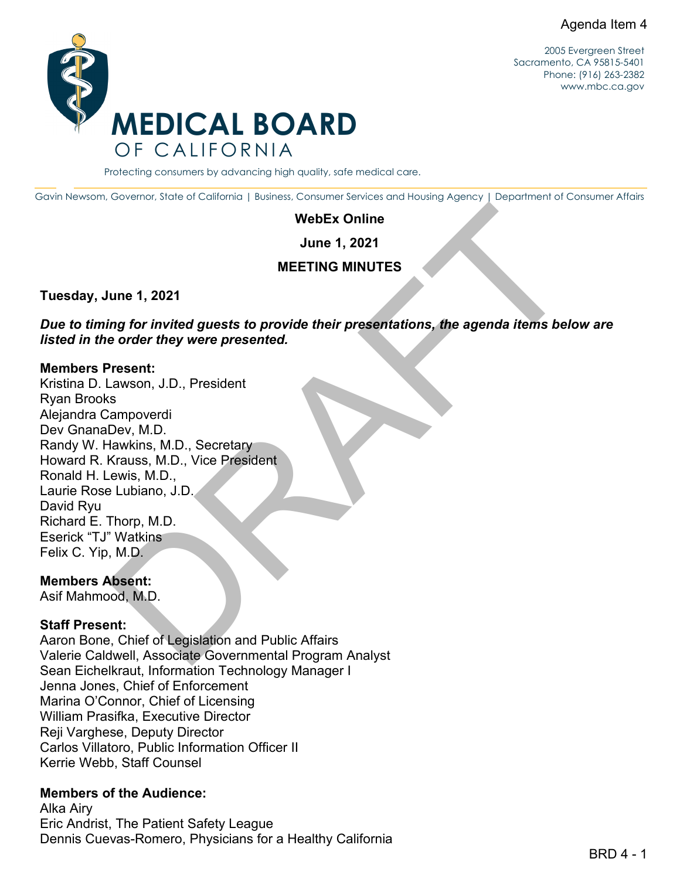Agenda Item 4

2005 Evergreen Street
Sacramento, CA 95815-5401
Phone: (916) 263-2382
www.mbc.ca.gov

# MEDICAL BOARD OF CALIFORNIA

Protecting consumers by advancing high quality, safe medical care.

Gavin Newsom, Governor, State of California | Business, Consumer Services and Housing Agency | Department of Consumer Affairs

**WebEx Online**

**June 1, 2021**

**MEETING MINUTES**

**Tuesday, June 1, 2021**

***Due to timing for invited guests to provide their presentations, the agenda items below are listed in the order they were presented.***

**Members Present:**
Kristina D. Lawson, J.D., President
Ryan Brooks
Alejandra Campoverdi
Dev GnanaDev, M.D.
Randy W. Hawkins, M.D., Secretary
Howard R. Krauss, M.D., Vice President
Ronald H. Lewis, M.D.,
Laurie Rose Lubiano, J.D.
David Ryu
Richard E. Thorp, M.D.
Eserick "TJ" Watkins
Felix C. Yip, M.D.

**Members Absent:**
Asif Mahmood, M.D.

**Staff Present:**
Aaron Bone, Chief of Legislation and Public Affairs
Valerie Caldwell, Associate Governmental Program Analyst
Sean Eichelkraut, Information Technology Manager I
Jenna Jones, Chief of Enforcement
Marina O'Connor, Chief of Licensing
William Prasifka, Executive Director
Reji Varghese, Deputy Director
Carlos Villatoro, Public Information Officer II
Kerrie Webb, Staff Counsel

**Members of the Audience:**
Alka Airy
Eric Andrist, The Patient Safety League
Dennis Cuevas-Romero, Physicians for a Healthy California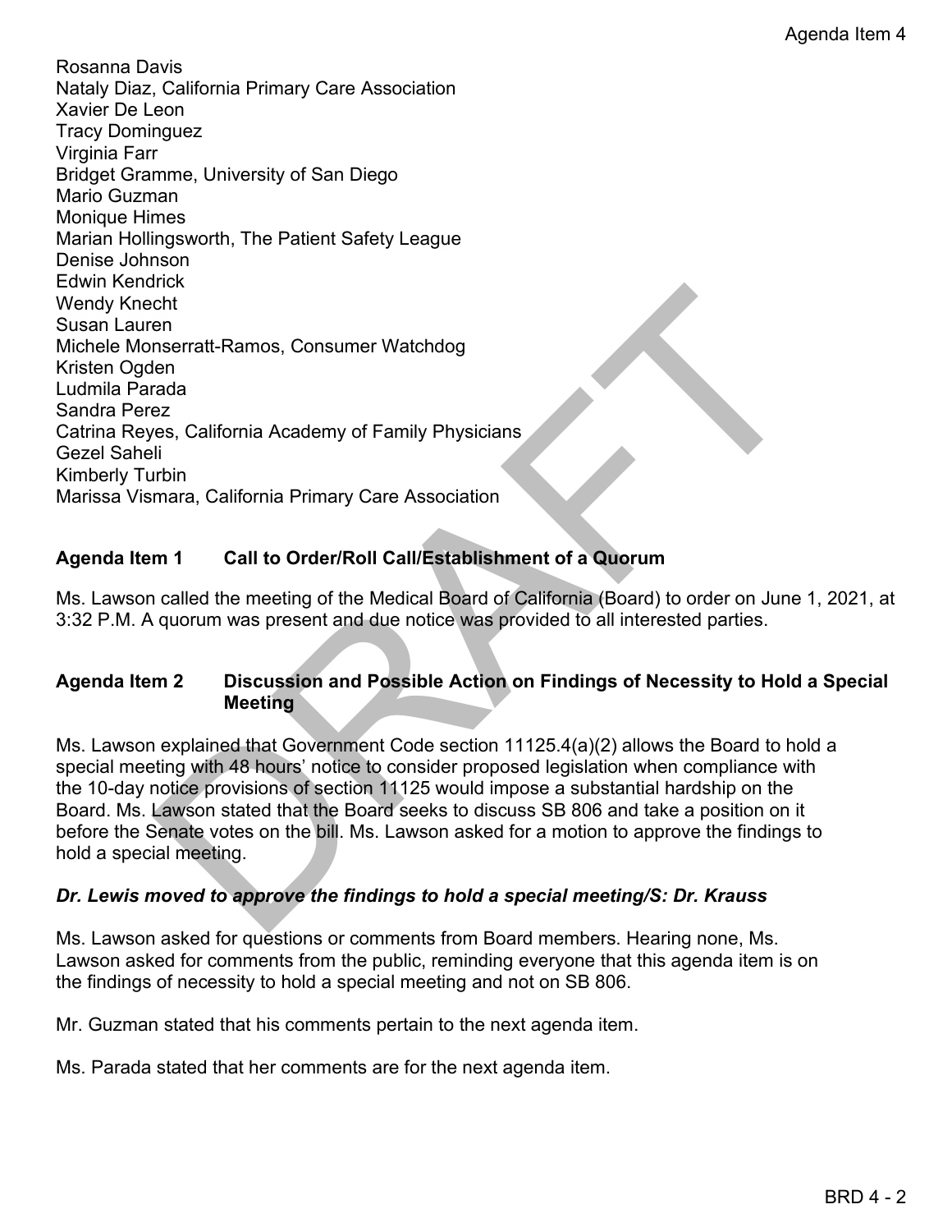Rosanna Davis
Nataly Diaz, California Primary Care Association
Xavier De Leon
Tracy Dominguez
Virginia Farr
Bridget Gramme, University of San Diego
Mario Guzman
Monique Himes
Marian Hollingsworth, The Patient Safety League
Denise Johnson
Edwin Kendrick
Wendy Knecht
Susan Lauren
Michele Monserratt-Ramos, Consumer Watchdog
Kristen Ogden
Ludmila Parada
Sandra Perez
Catrina Reyes, California Academy of Family Physicians
Gezel Saheli
Kimberly Turbin
Marissa Vismara, California Primary Care Association

## Agenda Item 1 Call to Order/Roll Call/Establishment of a Quorum

Ms. Lawson called the meeting of the Medical Board of California (Board) to order on June 1, 2021, at 3:32 P.M. A quorum was present and due notice was provided to all interested parties.

## Agenda Item 2 Discussion and Possible Action on Findings of Necessity to Hold a Special Meeting

Ms. Lawson explained that Government Code section 11125.4(a)(2) allows the Board to hold a special meeting with 48 hours' notice to consider proposed legislation when compliance with the 10-day notice provisions of section 11125 would impose a substantial hardship on the Board. Ms. Lawson stated that the Board seeks to discuss SB 806 and take a position on it before the Senate votes on the bill. Ms. Lawson asked for a motion to approve the findings to hold a special meeting.

***Dr. Lewis moved to approve the findings to hold a special meeting/S: Dr. Krauss***

Ms. Lawson asked for questions or comments from Board members. Hearing none, Ms. Lawson asked for comments from the public, reminding everyone that this agenda item is on the findings of necessity to hold a special meeting and not on SB 806.

Mr. Guzman stated that his comments pertain to the next agenda item.

Ms. Parada stated that her comments are for the next agenda item.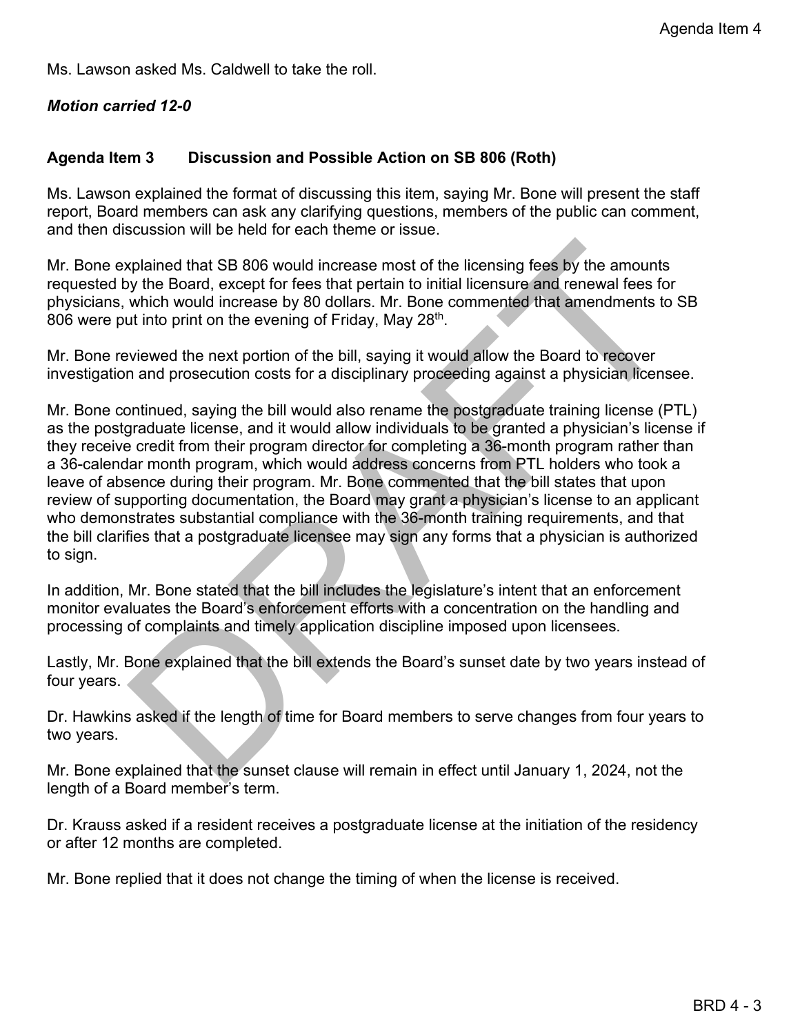Ms. Lawson asked Ms. Caldwell to take the roll.

***Motion carried 12-0***

**Agenda Item 3 Discussion and Possible Action on SB 806 (Roth)**

Ms. Lawson explained the format of discussing this item, saying Mr. Bone will present the staff report, Board members can ask any clarifying questions, members of the public can comment, and then discussion will be held for each theme or issue.

Mr. Bone explained that SB 806 would increase most of the licensing fees by the amounts requested by the Board, except for fees that pertain to initial licensure and renewal fees for physicians, which would increase by 80 dollars. Mr. Bone commented that amendments to SB 806 were put into print on the evening of Friday, May 28th.

Mr. Bone reviewed the next portion of the bill, saying it would allow the Board to recover investigation and prosecution costs for a disciplinary proceeding against a physician licensee.

Mr. Bone continued, saying the bill would also rename the postgraduate training license (PTL) as the postgraduate license, and it would allow individuals to be granted a physician's license if they receive credit from their program director for completing a 36-month program rather than a 36-calendar month program, which would address concerns from PTL holders who took a leave of absence during their program. Mr. Bone commented that the bill states that upon review of supporting documentation, the Board may grant a physician's license to an applicant who demonstrates substantial compliance with the 36-month training requirements, and that the bill clarifies that a postgraduate licensee may sign any forms that a physician is authorized to sign.

In addition, Mr. Bone stated that the bill includes the legislature's intent that an enforcement monitor evaluates the Board's enforcement efforts with a concentration on the handling and processing of complaints and timely application discipline imposed upon licensees.

Lastly, Mr. Bone explained that the bill extends the Board's sunset date by two years instead of four years.

Dr. Hawkins asked if the length of time for Board members to serve changes from four years to two years.

Mr. Bone explained that the sunset clause will remain in effect until January 1, 2024, not the length of a Board member's term.

Dr. Krauss asked if a resident receives a postgraduate license at the initiation of the residency or after 12 months are completed.

Mr. Bone replied that it does not change the timing of when the license is received.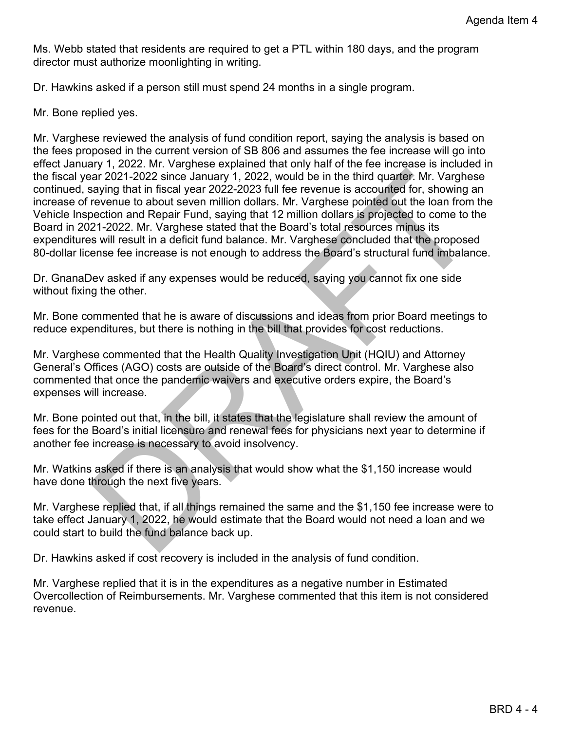Ms. Webb stated that residents are required to get a PTL within 180 days, and the program director must authorize moonlighting in writing.

Dr. Hawkins asked if a person still must spend 24 months in a single program.

Mr. Bone replied yes.

Mr. Varghese reviewed the analysis of fund condition report, saying the analysis is based on the fees proposed in the current version of SB 806 and assumes the fee increase will go into effect January 1, 2022. Mr. Varghese explained that only half of the fee increase is included in the fiscal year 2021-2022 since January 1, 2022, would be in the third quarter. Mr. Varghese continued, saying that in fiscal year 2022-2023 full fee revenue is accounted for, showing an increase of revenue to about seven million dollars. Mr. Varghese pointed out the loan from the Vehicle Inspection and Repair Fund, saying that 12 million dollars is projected to come to the Board in 2021-2022. Mr. Varghese stated that the Board's total resources minus its expenditures will result in a deficit fund balance. Mr. Varghese concluded that the proposed 80-dollar license fee increase is not enough to address the Board's structural fund imbalance.

Dr. GnanaDev asked if any expenses would be reduced, saying you cannot fix one side without fixing the other.

Mr. Bone commented that he is aware of discussions and ideas from prior Board meetings to reduce expenditures, but there is nothing in the bill that provides for cost reductions.

Mr. Varghese commented that the Health Quality Investigation Unit (HQIU) and Attorney General's Offices (AGO) costs are outside of the Board's direct control. Mr. Varghese also commented that once the pandemic waivers and executive orders expire, the Board's expenses will increase.

Mr. Bone pointed out that, in the bill, it states that the legislature shall review the amount of fees for the Board's initial licensure and renewal fees for physicians next year to determine if another fee increase is necessary to avoid insolvency.

Mr. Watkins asked if there is an analysis that would show what the $1,150 increase would have done through the next five years.

Mr. Varghese replied that, if all things remained the same and the $1,150 fee increase were to take effect January 1, 2022, he would estimate that the Board would not need a loan and we could start to build the fund balance back up.

Dr. Hawkins asked if cost recovery is included in the analysis of fund condition.

Mr. Varghese replied that it is in the expenditures as a negative number in Estimated Overcollection of Reimbursements. Mr. Varghese commented that this item is not considered revenue.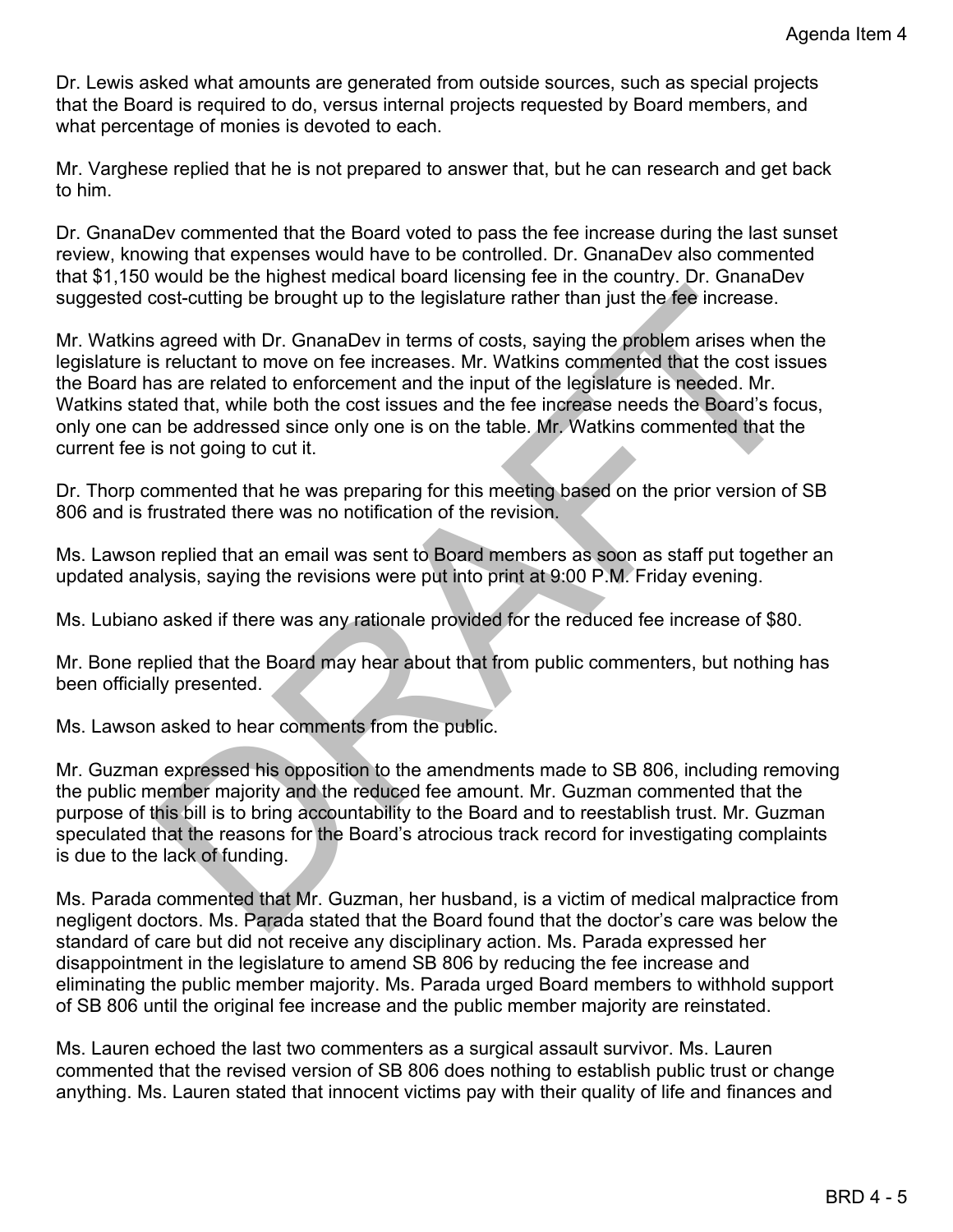Dr. Lewis asked what amounts are generated from outside sources, such as special projects that the Board is required to do, versus internal projects requested by Board members, and what percentage of monies is devoted to each.

Mr. Varghese replied that he is not prepared to answer that, but he can research and get back to him.

Dr. GnanaDev commented that the Board voted to pass the fee increase during the last sunset review, knowing that expenses would have to be controlled. Dr. GnanaDev also commented that $1,150 would be the highest medical board licensing fee in the country. Dr. GnanaDev suggested cost-cutting be brought up to the legislature rather than just the fee increase.

Mr. Watkins agreed with Dr. GnanaDev in terms of costs, saying the problem arises when the legislature is reluctant to move on fee increases. Mr. Watkins commented that the cost issues the Board has are related to enforcement and the input of the legislature is needed. Mr. Watkins stated that, while both the cost issues and the fee increase needs the Board's focus, only one can be addressed since only one is on the table. Mr. Watkins commented that the current fee is not going to cut it.

Dr. Thorp commented that he was preparing for this meeting based on the prior version of SB 806 and is frustrated there was no notification of the revision.

Ms. Lawson replied that an email was sent to Board members as soon as staff put together an updated analysis, saying the revisions were put into print at 9:00 P.M. Friday evening.

Ms. Lubiano asked if there was any rationale provided for the reduced fee increase of $80.

Mr. Bone replied that the Board may hear about that from public commenters, but nothing has been officially presented.

Ms. Lawson asked to hear comments from the public.

Mr. Guzman expressed his opposition to the amendments made to SB 806, including removing the public member majority and the reduced fee amount. Mr. Guzman commented that the purpose of this bill is to bring accountability to the Board and to reestablish trust. Mr. Guzman speculated that the reasons for the Board's atrocious track record for investigating complaints is due to the lack of funding.

Ms. Parada commented that Mr. Guzman, her husband, is a victim of medical malpractice from negligent doctors. Ms. Parada stated that the Board found that the doctor's care was below the standard of care but did not receive any disciplinary action. Ms. Parada expressed her disappointment in the legislature to amend SB 806 by reducing the fee increase and eliminating the public member majority. Ms. Parada urged Board members to withhold support of SB 806 until the original fee increase and the public member majority are reinstated.

Ms. Lauren echoed the last two commenters as a surgical assault survivor. Ms. Lauren commented that the revised version of SB 806 does nothing to establish public trust or change anything. Ms. Lauren stated that innocent victims pay with their quality of life and finances and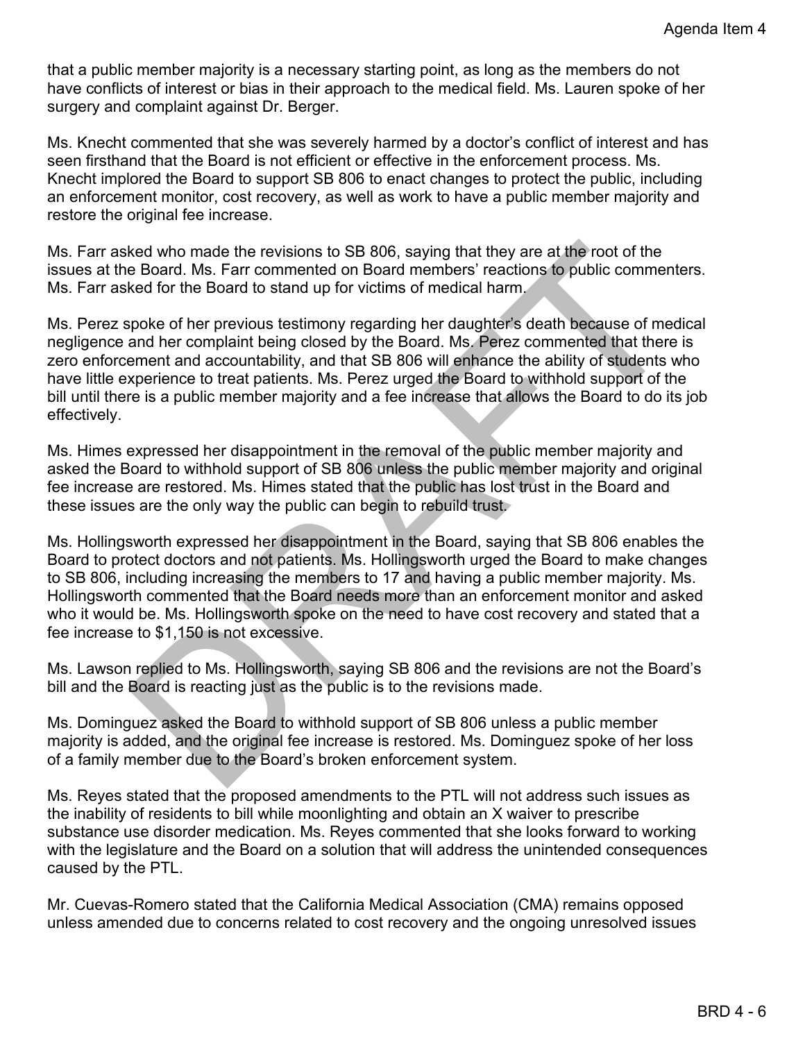that a public member majority is a necessary starting point, as long as the members do not have conflicts of interest or bias in their approach to the medical field. Ms. Lauren spoke of her surgery and complaint against Dr. Berger.

Ms. Knecht commented that she was severely harmed by a doctor's conflict of interest and has seen firsthand that the Board is not efficient or effective in the enforcement process. Ms. Knecht implored the Board to support SB 806 to enact changes to protect the public, including an enforcement monitor, cost recovery, as well as work to have a public member majority and restore the original fee increase.

Ms. Farr asked who made the revisions to SB 806, saying that they are at the root of the issues at the Board. Ms. Farr commented on Board members' reactions to public commenters. Ms. Farr asked for the Board to stand up for victims of medical harm.

Ms. Perez spoke of her previous testimony regarding her daughter's death because of medical negligence and her complaint being closed by the Board. Ms. Perez commented that there is zero enforcement and accountability, and that SB 806 will enhance the ability of students who have little experience to treat patients. Ms. Perez urged the Board to withhold support of the bill until there is a public member majority and a fee increase that allows the Board to do its job effectively.

Ms. Himes expressed her disappointment in the removal of the public member majority and asked the Board to withhold support of SB 806 unless the public member majority and original fee increase are restored. Ms. Himes stated that the public has lost trust in the Board and these issues are the only way the public can begin to rebuild trust.

Ms. Hollingsworth expressed her disappointment in the Board, saying that SB 806 enables the Board to protect doctors and not patients. Ms. Hollingsworth urged the Board to make changes to SB 806, including increasing the members to 17 and having a public member majority. Ms. Hollingsworth commented that the Board needs more than an enforcement monitor and asked who it would be. Ms. Hollingsworth spoke on the need to have cost recovery and stated that a fee increase to $1,150 is not excessive.

Ms. Lawson replied to Ms. Hollingsworth, saying SB 806 and the revisions are not the Board's bill and the Board is reacting just as the public is to the revisions made.

Ms. Dominguez asked the Board to withhold support of SB 806 unless a public member majority is added, and the original fee increase is restored. Ms. Dominguez spoke of her loss of a family member due to the Board's broken enforcement system.

Ms. Reyes stated that the proposed amendments to the PTL will not address such issues as the inability of residents to bill while moonlighting and obtain an X waiver to prescribe substance use disorder medication. Ms. Reyes commented that she looks forward to working with the legislature and the Board on a solution that will address the unintended consequences caused by the PTL.

Mr. Cuevas-Romero stated that the California Medical Association (CMA) remains opposed unless amended due to concerns related to cost recovery and the ongoing unresolved issues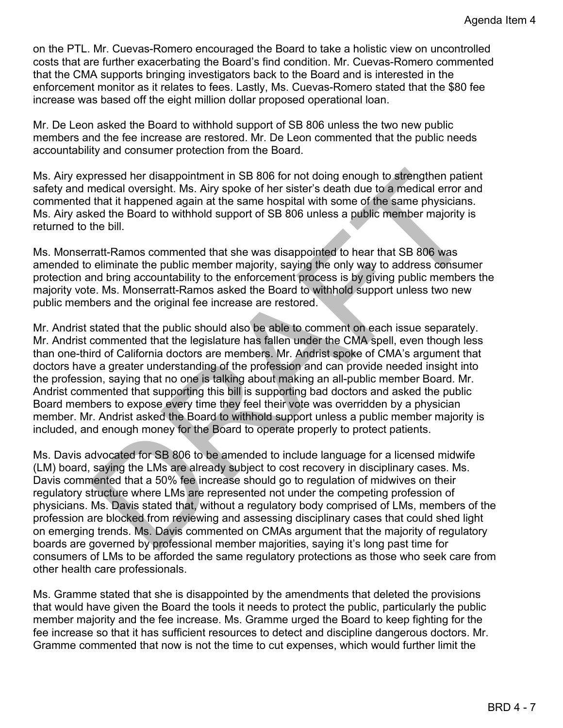on the PTL. Mr. Cuevas-Romero encouraged the Board to take a holistic view on uncontrolled costs that are further exacerbating the Board's find condition. Mr. Cuevas-Romero commented that the CMA supports bringing investigators back to the Board and is interested in the enforcement monitor as it relates to fees. Lastly, Ms. Cuevas-Romero stated that the $80 fee increase was based off the eight million dollar proposed operational loan.

Mr. De Leon asked the Board to withhold support of SB 806 unless the two new public members and the fee increase are restored. Mr. De Leon commented that the public needs accountability and consumer protection from the Board.

Ms. Airy expressed her disappointment in SB 806 for not doing enough to strengthen patient safety and medical oversight. Ms. Airy spoke of her sister's death due to a medical error and commented that it happened again at the same hospital with some of the same physicians. Ms. Airy asked the Board to withhold support of SB 806 unless a public member majority is returned to the bill.

Ms. Monserratt-Ramos commented that she was disappointed to hear that SB 806 was amended to eliminate the public member majority, saying the only way to address consumer protection and bring accountability to the enforcement process is by giving public members the majority vote. Ms. Monserratt-Ramos asked the Board to withhold support unless two new public members and the original fee increase are restored.

Mr. Andrist stated that the public should also be able to comment on each issue separately. Mr. Andrist commented that the legislature has fallen under the CMA spell, even though less than one-third of California doctors are members. Mr. Andrist spoke of CMA's argument that doctors have a greater understanding of the profession and can provide needed insight into the profession, saying that no one is talking about making an all-public member Board. Mr. Andrist commented that supporting this bill is supporting bad doctors and asked the public Board members to expose every time they feel their vote was overridden by a physician member. Mr. Andrist asked the Board to withhold support unless a public member majority is included, and enough money for the Board to operate properly to protect patients.

Ms. Davis advocated for SB 806 to be amended to include language for a licensed midwife (LM) board, saying the LMs are already subject to cost recovery in disciplinary cases. Ms. Davis commented that a 50% fee increase should go to regulation of midwives on their regulatory structure where LMs are represented not under the competing profession of physicians. Ms. Davis stated that, without a regulatory body comprised of LMs, members of the profession are blocked from reviewing and assessing disciplinary cases that could shed light on emerging trends. Ms. Davis commented on CMAs argument that the majority of regulatory boards are governed by professional member majorities, saying it's long past time for consumers of LMs to be afforded the same regulatory protections as those who seek care from other health care professionals.

Ms. Gramme stated that she is disappointed by the amendments that deleted the provisions that would have given the Board the tools it needs to protect the public, particularly the public member majority and the fee increase. Ms. Gramme urged the Board to keep fighting for the fee increase so that it has sufficient resources to detect and discipline dangerous doctors. Mr. Gramme commented that now is not the time to cut expenses, which would further limit the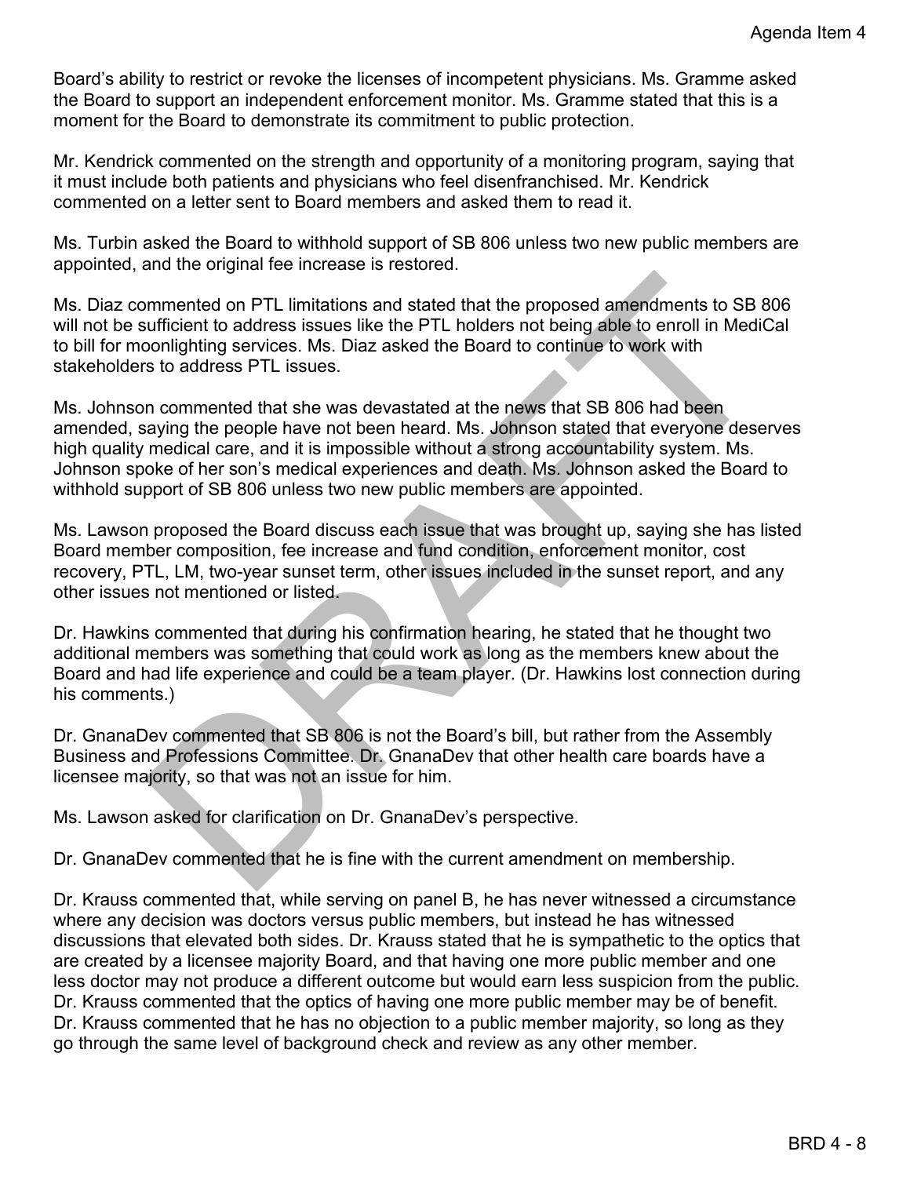Board's ability to restrict or revoke the licenses of incompetent physicians. Ms. Gramme asked the Board to support an independent enforcement monitor. Ms. Gramme stated that this is a moment for the Board to demonstrate its commitment to public protection.

Mr. Kendrick commented on the strength and opportunity of a monitoring program, saying that it must include both patients and physicians who feel disenfranchised. Mr. Kendrick commented on a letter sent to Board members and asked them to read it.

Ms. Turbin asked the Board to withhold support of SB 806 unless two new public members are appointed, and the original fee increase is restored.

Ms. Diaz commented on PTL limitations and stated that the proposed amendments to SB 806 will not be sufficient to address issues like the PTL holders not being able to enroll in MediCal to bill for moonlighting services. Ms. Diaz asked the Board to continue to work with stakeholders to address PTL issues.

Ms. Johnson commented that she was devastated at the news that SB 806 had been amended, saying the people have not been heard. Ms. Johnson stated that everyone deserves high quality medical care, and it is impossible without a strong accountability system. Ms. Johnson spoke of her son's medical experiences and death. Ms. Johnson asked the Board to withhold support of SB 806 unless two new public members are appointed.

Ms. Lawson proposed the Board discuss each issue that was brought up, saying she has listed Board member composition, fee increase and fund condition, enforcement monitor, cost recovery, PTL, LM, two-year sunset term, other issues included in the sunset report, and any other issues not mentioned or listed.

Dr. Hawkins commented that during his confirmation hearing, he stated that he thought two additional members was something that could work as long as the members knew about the Board and had life experience and could be a team player. (Dr. Hawkins lost connection during his comments.)

Dr. GnanaDev commented that SB 806 is not the Board's bill, but rather from the Assembly Business and Professions Committee. Dr. GnanaDev that other health care boards have a licensee majority, so that was not an issue for him.

Ms. Lawson asked for clarification on Dr. GnanaDev's perspective.

Dr. GnanaDev commented that he is fine with the current amendment on membership.

Dr. Krauss commented that, while serving on panel B, he has never witnessed a circumstance where any decision was doctors versus public members, but instead he has witnessed discussions that elevated both sides. Dr. Krauss stated that he is sympathetic to the optics that are created by a licensee majority Board, and that having one more public member and one less doctor may not produce a different outcome but would earn less suspicion from the public. Dr. Krauss commented that the optics of having one more public member may be of benefit. Dr. Krauss commented that he has no objection to a public member majority, so long as they go through the same level of background check and review as any other member.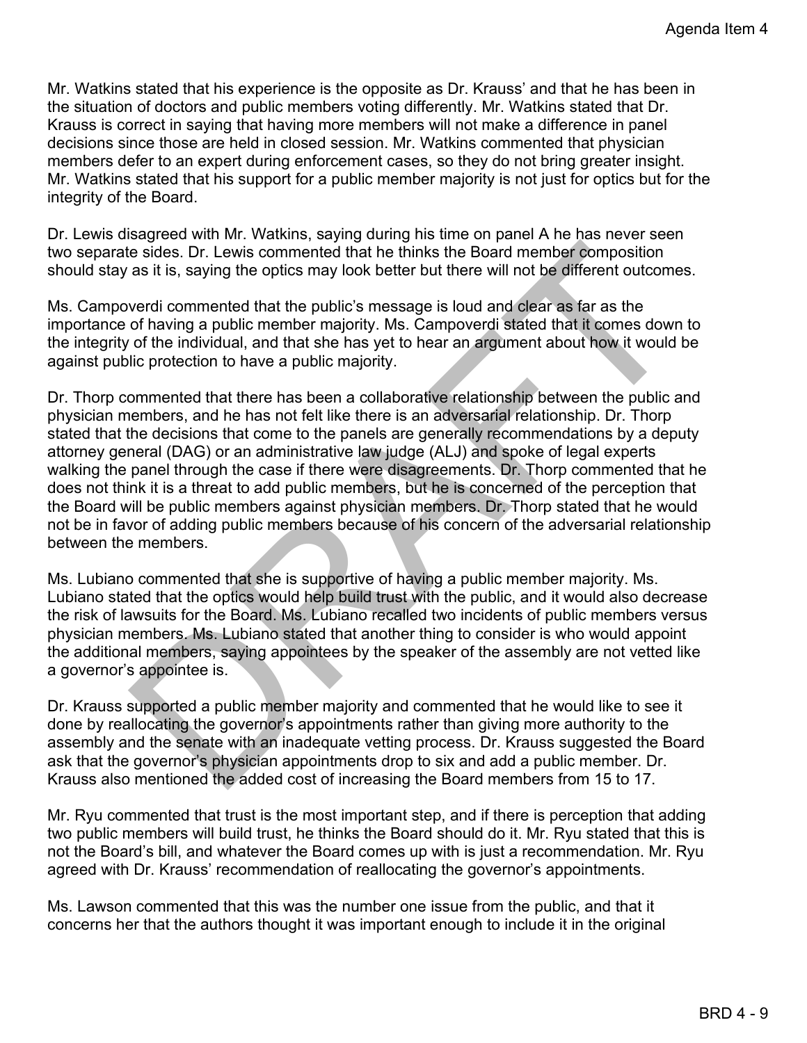Mr. Watkins stated that his experience is the opposite as Dr. Krauss' and that he has been in the situation of doctors and public members voting differently. Mr. Watkins stated that Dr. Krauss is correct in saying that having more members will not make a difference in panel decisions since those are held in closed session. Mr. Watkins commented that physician members defer to an expert during enforcement cases, so they do not bring greater insight. Mr. Watkins stated that his support for a public member majority is not just for optics but for the integrity of the Board.

Dr. Lewis disagreed with Mr. Watkins, saying during his time on panel A he has never seen two separate sides. Dr. Lewis commented that he thinks the Board member composition should stay as it is, saying the optics may look better but there will not be different outcomes.

Ms. Campoverdi commented that the public's message is loud and clear as far as the importance of having a public member majority. Ms. Campoverdi stated that it comes down to the integrity of the individual, and that she has yet to hear an argument about how it would be against public protection to have a public majority.

Dr. Thorp commented that there has been a collaborative relationship between the public and physician members, and he has not felt like there is an adversarial relationship. Dr. Thorp stated that the decisions that come to the panels are generally recommendations by a deputy attorney general (DAG) or an administrative law judge (ALJ) and spoke of legal experts walking the panel through the case if there were disagreements. Dr. Thorp commented that he does not think it is a threat to add public members, but he is concerned of the perception that the Board will be public members against physician members. Dr. Thorp stated that he would not be in favor of adding public members because of his concern of the adversarial relationship between the members.

Ms. Lubiano commented that she is supportive of having a public member majority. Ms. Lubiano stated that the optics would help build trust with the public, and it would also decrease the risk of lawsuits for the Board. Ms. Lubiano recalled two incidents of public members versus physician members. Ms. Lubiano stated that another thing to consider is who would appoint the additional members, saying appointees by the speaker of the assembly are not vetted like a governor's appointee is.

Dr. Krauss supported a public member majority and commented that he would like to see it done by reallocating the governor's appointments rather than giving more authority to the assembly and the senate with an inadequate vetting process. Dr. Krauss suggested the Board ask that the governor's physician appointments drop to six and add a public member. Dr. Krauss also mentioned the added cost of increasing the Board members from 15 to 17.

Mr. Ryu commented that trust is the most important step, and if there is perception that adding two public members will build trust, he thinks the Board should do it. Mr. Ryu stated that this is not the Board's bill, and whatever the Board comes up with is just a recommendation. Mr. Ryu agreed with Dr. Krauss' recommendation of reallocating the governor's appointments.

Ms. Lawson commented that this was the number one issue from the public, and that it concerns her that the authors thought it was important enough to include it in the original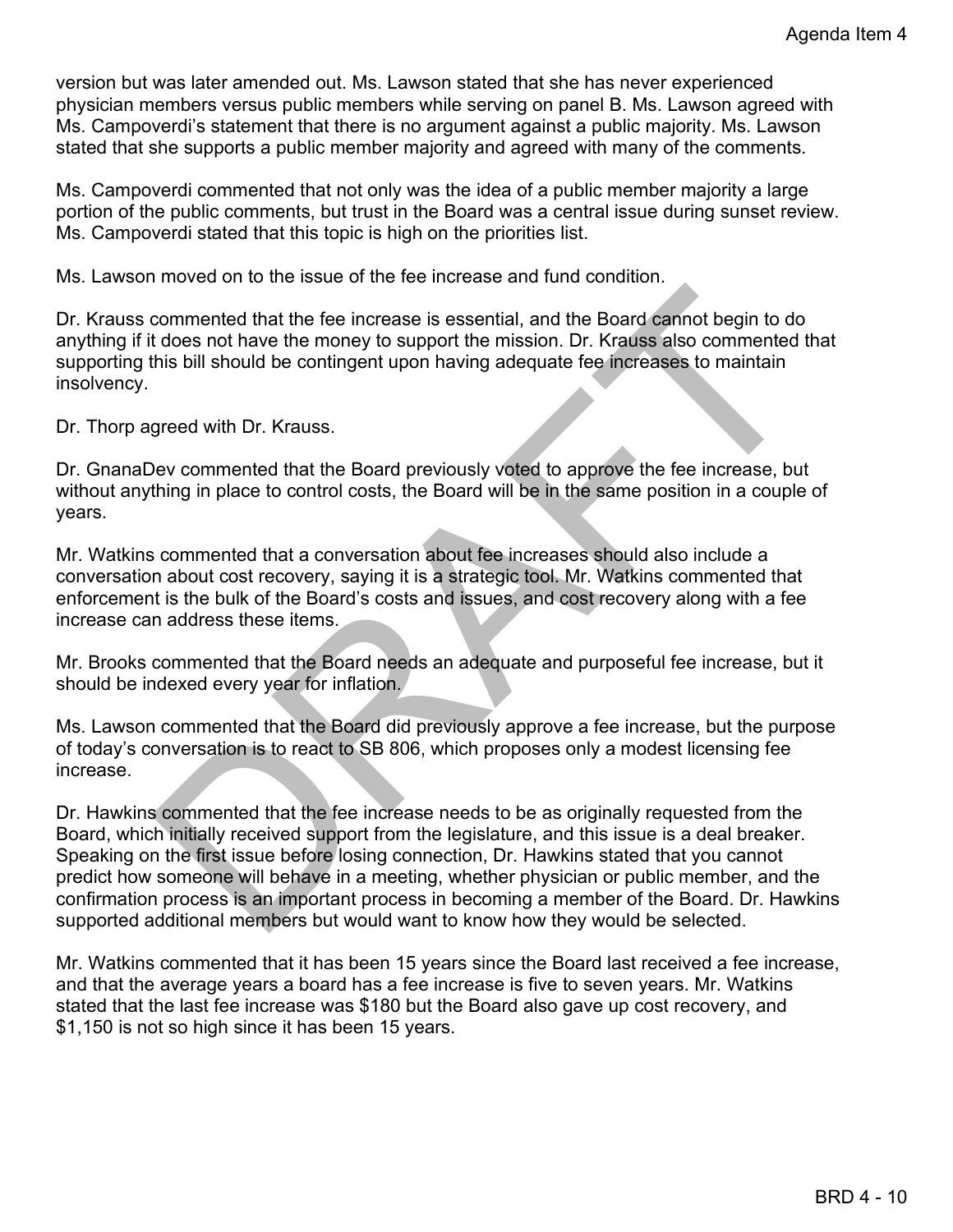version but was later amended out. Ms. Lawson stated that she has never experienced physician members versus public members while serving on panel B. Ms. Lawson agreed with Ms. Campoverdi's statement that there is no argument against a public majority. Ms. Lawson stated that she supports a public member majority and agreed with many of the comments.

Ms. Campoverdi commented that not only was the idea of a public member majority a large portion of the public comments, but trust in the Board was a central issue during sunset review. Ms. Campoverdi stated that this topic is high on the priorities list.

Ms. Lawson moved on to the issue of the fee increase and fund condition.

Dr. Krauss commented that the fee increase is essential, and the Board cannot begin to do anything if it does not have the money to support the mission. Dr. Krauss also commented that supporting this bill should be contingent upon having adequate fee increases to maintain insolvency.

Dr. Thorp agreed with Dr. Krauss.

Dr. GnanaDev commented that the Board previously voted to approve the fee increase, but without anything in place to control costs, the Board will be in the same position in a couple of years.

Mr. Watkins commented that a conversation about fee increases should also include a conversation about cost recovery, saying it is a strategic tool. Mr. Watkins commented that enforcement is the bulk of the Board's costs and issues, and cost recovery along with a fee increase can address these items.

Mr. Brooks commented that the Board needs an adequate and purposeful fee increase, but it should be indexed every year for inflation.

Ms. Lawson commented that the Board did previously approve a fee increase, but the purpose of today's conversation is to react to SB 806, which proposes only a modest licensing fee increase.

Dr. Hawkins commented that the fee increase needs to be as originally requested from the Board, which initially received support from the legislature, and this issue is a deal breaker. Speaking on the first issue before losing connection, Dr. Hawkins stated that you cannot predict how someone will behave in a meeting, whether physician or public member, and the confirmation process is an important process in becoming a member of the Board. Dr. Hawkins supported additional members but would want to know how they would be selected.

Mr. Watkins commented that it has been 15 years since the Board last received a fee increase, and that the average years a board has a fee increase is five to seven years. Mr. Watkins stated that the last fee increase was $180 but the Board also gave up cost recovery, and $1,150 is not so high since it has been 15 years.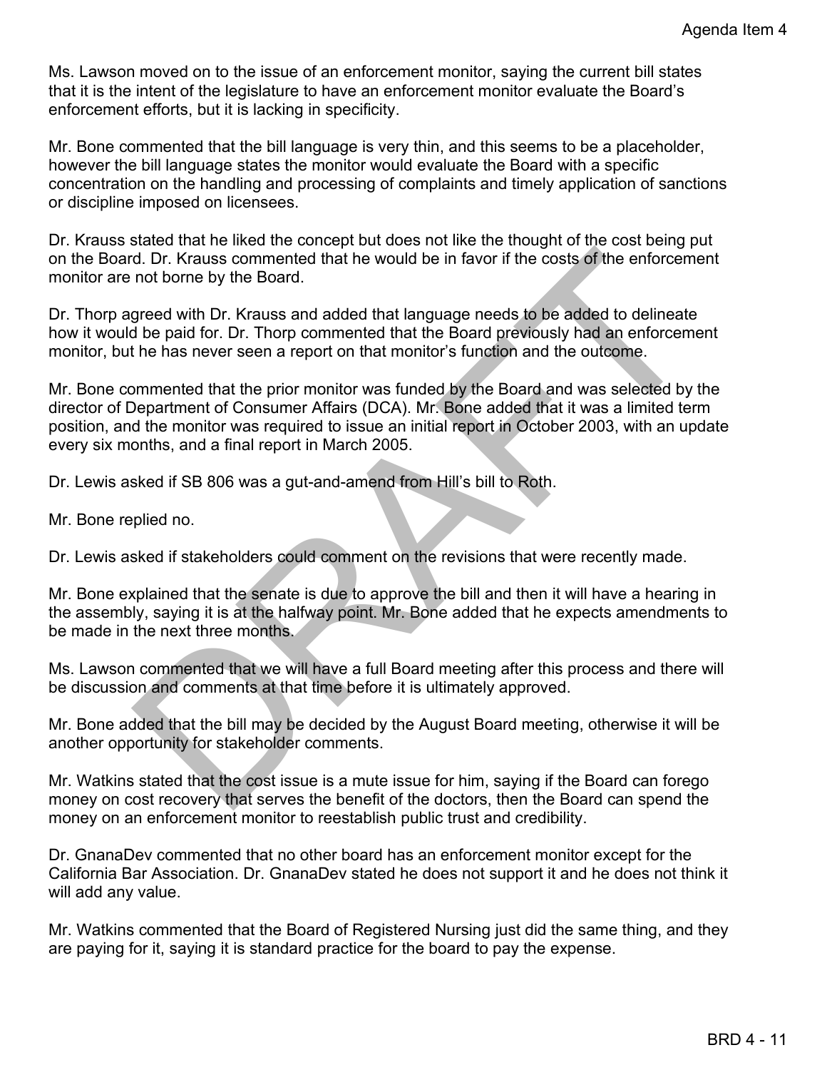Ms. Lawson moved on to the issue of an enforcement monitor, saying the current bill states that it is the intent of the legislature to have an enforcement monitor evaluate the Board's enforcement efforts, but it is lacking in specificity.

Mr. Bone commented that the bill language is very thin, and this seems to be a placeholder, however the bill language states the monitor would evaluate the Board with a specific concentration on the handling and processing of complaints and timely application of sanctions or discipline imposed on licensees.

Dr. Krauss stated that he liked the concept but does not like the thought of the cost being put on the Board. Dr. Krauss commented that he would be in favor if the costs of the enforcement monitor are not borne by the Board.

Dr. Thorp agreed with Dr. Krauss and added that language needs to be added to delineate how it would be paid for. Dr. Thorp commented that the Board previously had an enforcement monitor, but he has never seen a report on that monitor's function and the outcome.

Mr. Bone commented that the prior monitor was funded by the Board and was selected by the director of Department of Consumer Affairs (DCA). Mr. Bone added that it was a limited term position, and the monitor was required to issue an initial report in October 2003, with an update every six months, and a final report in March 2005.

Dr. Lewis asked if SB 806 was a gut-and-amend from Hill's bill to Roth.

Mr. Bone replied no.

Dr. Lewis asked if stakeholders could comment on the revisions that were recently made.

Mr. Bone explained that the senate is due to approve the bill and then it will have a hearing in the assembly, saying it is at the halfway point. Mr. Bone added that he expects amendments to be made in the next three months.

Ms. Lawson commented that we will have a full Board meeting after this process and there will be discussion and comments at that time before it is ultimately approved.

Mr. Bone added that the bill may be decided by the August Board meeting, otherwise it will be another opportunity for stakeholder comments.

Mr. Watkins stated that the cost issue is a mute issue for him, saying if the Board can forego money on cost recovery that serves the benefit of the doctors, then the Board can spend the money on an enforcement monitor to reestablish public trust and credibility.

Dr. GnanaDev commented that no other board has an enforcement monitor except for the California Bar Association. Dr. GnanaDev stated he does not support it and he does not think it will add any value.

Mr. Watkins commented that the Board of Registered Nursing just did the same thing, and they are paying for it, saying it is standard practice for the board to pay the expense.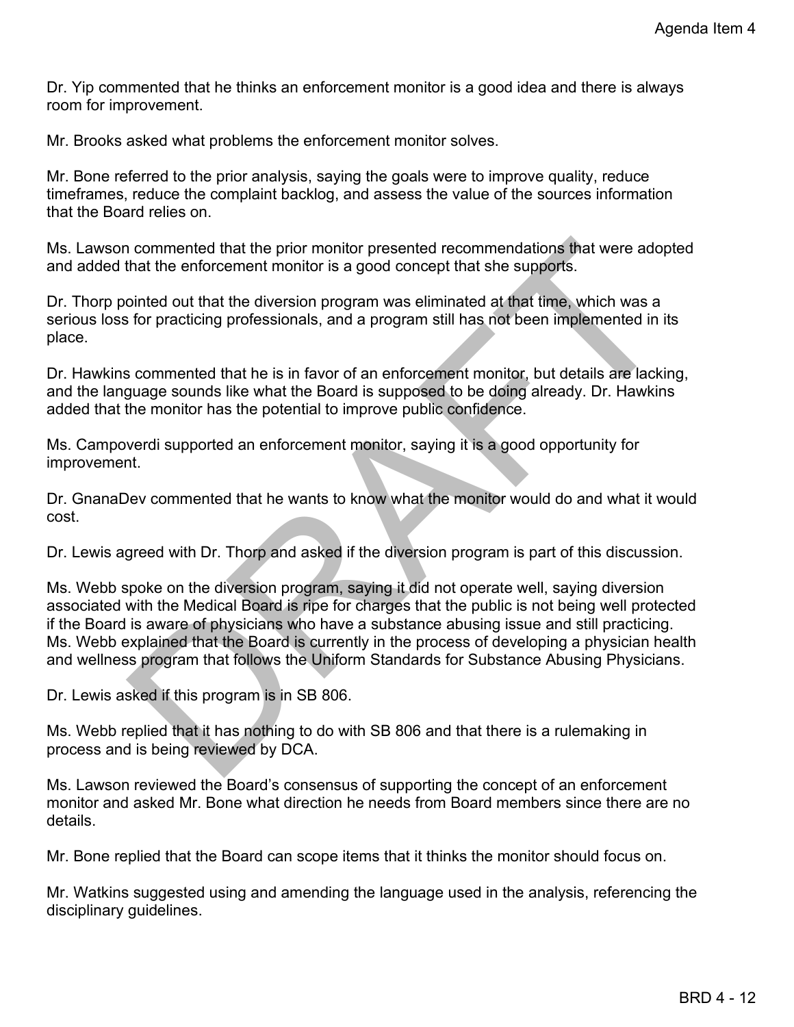Dr. Yip commented that he thinks an enforcement monitor is a good idea and there is always room for improvement.

Mr. Brooks asked what problems the enforcement monitor solves.

Mr. Bone referred to the prior analysis, saying the goals were to improve quality, reduce timeframes, reduce the complaint backlog, and assess the value of the sources information that the Board relies on.

Ms. Lawson commented that the prior monitor presented recommendations that were adopted and added that the enforcement monitor is a good concept that she supports.

Dr. Thorp pointed out that the diversion program was eliminated at that time, which was a serious loss for practicing professionals, and a program still has not been implemented in its place.

Dr. Hawkins commented that he is in favor of an enforcement monitor, but details are lacking, and the language sounds like what the Board is supposed to be doing already. Dr. Hawkins added that the monitor has the potential to improve public confidence.

Ms. Campoverdi supported an enforcement monitor, saying it is a good opportunity for improvement.

Dr. GnanaDev commented that he wants to know what the monitor would do and what it would cost.

Dr. Lewis agreed with Dr. Thorp and asked if the diversion program is part of this discussion.

Ms. Webb spoke on the diversion program, saying it did not operate well, saying diversion associated with the Medical Board is ripe for charges that the public is not being well protected if the Board is aware of physicians who have a substance abusing issue and still practicing. Ms. Webb explained that the Board is currently in the process of developing a physician health and wellness program that follows the Uniform Standards for Substance Abusing Physicians.

Dr. Lewis asked if this program is in SB 806.

Ms. Webb replied that it has nothing to do with SB 806 and that there is a rulemaking in process and is being reviewed by DCA.

Ms. Lawson reviewed the Board's consensus of supporting the concept of an enforcement monitor and asked Mr. Bone what direction he needs from Board members since there are no details.

Mr. Bone replied that the Board can scope items that it thinks the monitor should focus on.

Mr. Watkins suggested using and amending the language used in the analysis, referencing the disciplinary guidelines.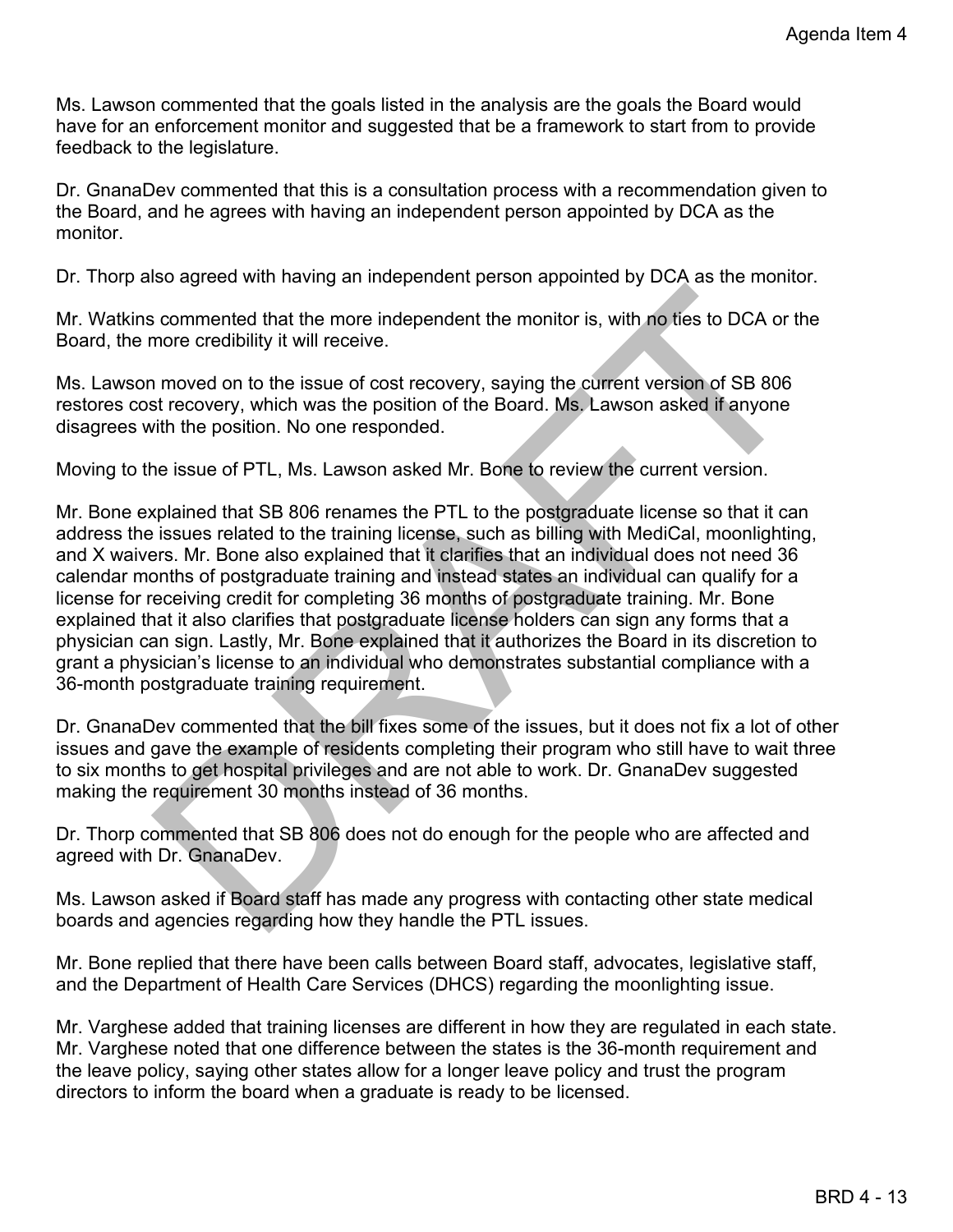Ms. Lawson commented that the goals listed in the analysis are the goals the Board would have for an enforcement monitor and suggested that be a framework to start from to provide feedback to the legislature.

Dr. GnanaDev commented that this is a consultation process with a recommendation given to the Board, and he agrees with having an independent person appointed by DCA as the monitor.

Dr. Thorp also agreed with having an independent person appointed by DCA as the monitor.

Mr. Watkins commented that the more independent the monitor is, with no ties to DCA or the Board, the more credibility it will receive.

Ms. Lawson moved on to the issue of cost recovery, saying the current version of SB 806 restores cost recovery, which was the position of the Board. Ms. Lawson asked if anyone disagrees with the position. No one responded.

Moving to the issue of PTL, Ms. Lawson asked Mr. Bone to review the current version.

Mr. Bone explained that SB 806 renames the PTL to the postgraduate license so that it can address the issues related to the training license, such as billing with MediCal, moonlighting, and X waivers. Mr. Bone also explained that it clarifies that an individual does not need 36 calendar months of postgraduate training and instead states an individual can qualify for a license for receiving credit for completing 36 months of postgraduate training. Mr. Bone explained that it also clarifies that postgraduate license holders can sign any forms that a physician can sign. Lastly, Mr. Bone explained that it authorizes the Board in its discretion to grant a physician's license to an individual who demonstrates substantial compliance with a 36-month postgraduate training requirement.

Dr. GnanaDev commented that the bill fixes some of the issues, but it does not fix a lot of other issues and gave the example of residents completing their program who still have to wait three to six months to get hospital privileges and are not able to work. Dr. GnanaDev suggested making the requirement 30 months instead of 36 months.

Dr. Thorp commented that SB 806 does not do enough for the people who are affected and agreed with Dr. GnanaDev.

Ms. Lawson asked if Board staff has made any progress with contacting other state medical boards and agencies regarding how they handle the PTL issues.

Mr. Bone replied that there have been calls between Board staff, advocates, legislative staff, and the Department of Health Care Services (DHCS) regarding the moonlighting issue.

Mr. Varghese added that training licenses are different in how they are regulated in each state. Mr. Varghese noted that one difference between the states is the 36-month requirement and the leave policy, saying other states allow for a longer leave policy and trust the program directors to inform the board when a graduate is ready to be licensed.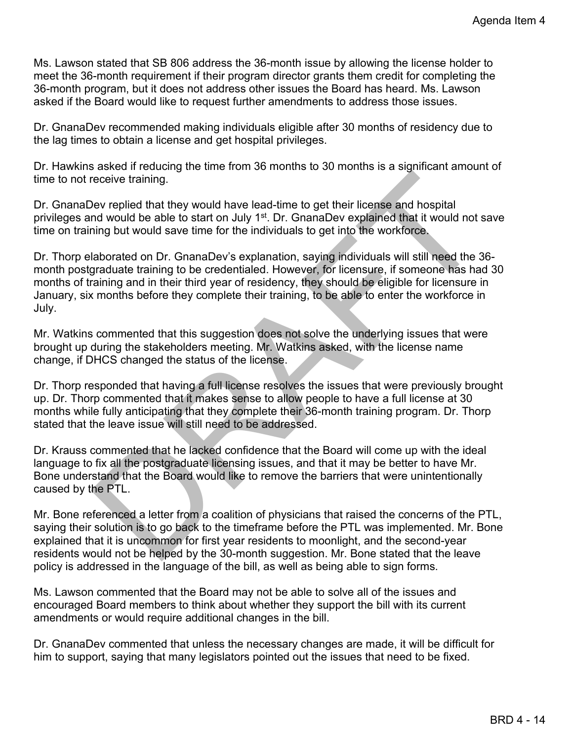Ms. Lawson stated that SB 806 address the 36-month issue by allowing the license holder to meet the 36-month requirement if their program director grants them credit for completing the 36-month program, but it does not address other issues the Board has heard. Ms. Lawson asked if the Board would like to request further amendments to address those issues.

Dr. GnanaDev recommended making individuals eligible after 30 months of residency due to the lag times to obtain a license and get hospital privileges.

Dr. Hawkins asked if reducing the time from 36 months to 30 months is a significant amount of time to not receive training.

Dr. GnanaDev replied that they would have lead-time to get their license and hospital privileges and would be able to start on July 1st. Dr. GnanaDev explained that it would not save time on training but would save time for the individuals to get into the workforce.

Dr. Thorp elaborated on Dr. GnanaDev's explanation, saying individuals will still need the 36-month postgraduate training to be credentialed. However, for licensure, if someone has had 30 months of training and in their third year of residency, they should be eligible for licensure in January, six months before they complete their training, to be able to enter the workforce in July.

Mr. Watkins commented that this suggestion does not solve the underlying issues that were brought up during the stakeholders meeting. Mr. Watkins asked, with the license name change, if DHCS changed the status of the license.

Dr. Thorp responded that having a full license resolves the issues that were previously brought up. Dr. Thorp commented that it makes sense to allow people to have a full license at 30 months while fully anticipating that they complete their 36-month training program. Dr. Thorp stated that the leave issue will still need to be addressed.

Dr. Krauss commented that he lacked confidence that the Board will come up with the ideal language to fix all the postgraduate licensing issues, and that it may be better to have Mr. Bone understand that the Board would like to remove the barriers that were unintentionally caused by the PTL.

Mr. Bone referenced a letter from a coalition of physicians that raised the concerns of the PTL, saying their solution is to go back to the timeframe before the PTL was implemented. Mr. Bone explained that it is uncommon for first year residents to moonlight, and the second-year residents would not be helped by the 30-month suggestion. Mr. Bone stated that the leave policy is addressed in the language of the bill, as well as being able to sign forms.

Ms. Lawson commented that the Board may not be able to solve all of the issues and encouraged Board members to think about whether they support the bill with its current amendments or would require additional changes in the bill.

Dr. GnanaDev commented that unless the necessary changes are made, it will be difficult for him to support, saying that many legislators pointed out the issues that need to be fixed.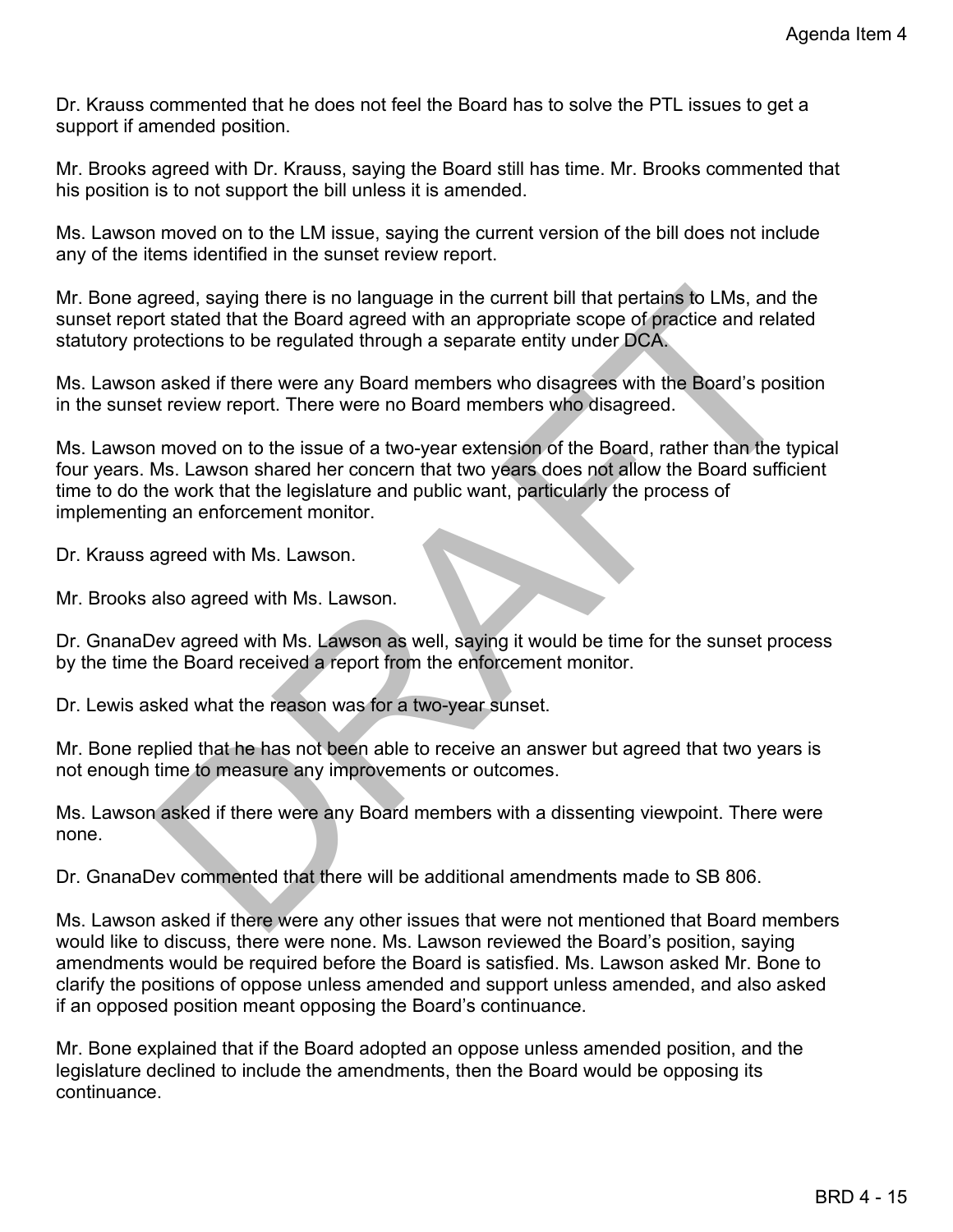Dr. Krauss commented that he does not feel the Board has to solve the PTL issues to get a support if amended position.

Mr. Brooks agreed with Dr. Krauss, saying the Board still has time. Mr. Brooks commented that his position is to not support the bill unless it is amended.

Ms. Lawson moved on to the LM issue, saying the current version of the bill does not include any of the items identified in the sunset review report.

Mr. Bone agreed, saying there is no language in the current bill that pertains to LMs, and the sunset report stated that the Board agreed with an appropriate scope of practice and related statutory protections to be regulated through a separate entity under DCA.

Ms. Lawson asked if there were any Board members who disagrees with the Board's position in the sunset review report. There were no Board members who disagreed.

Ms. Lawson moved on to the issue of a two-year extension of the Board, rather than the typical four years. Ms. Lawson shared her concern that two years does not allow the Board sufficient time to do the work that the legislature and public want, particularly the process of implementing an enforcement monitor.

Dr. Krauss agreed with Ms. Lawson.

Mr. Brooks also agreed with Ms. Lawson.

Dr. GnanaDev agreed with Ms. Lawson as well, saying it would be time for the sunset process by the time the Board received a report from the enforcement monitor.

Dr. Lewis asked what the reason was for a two-year sunset.

Mr. Bone replied that he has not been able to receive an answer but agreed that two years is not enough time to measure any improvements or outcomes.

Ms. Lawson asked if there were any Board members with a dissenting viewpoint. There were none.

Dr. GnanaDev commented that there will be additional amendments made to SB 806.

Ms. Lawson asked if there were any other issues that were not mentioned that Board members would like to discuss, there were none. Ms. Lawson reviewed the Board's position, saying amendments would be required before the Board is satisfied. Ms. Lawson asked Mr. Bone to clarify the positions of oppose unless amended and support unless amended, and also asked if an opposed position meant opposing the Board's continuance.

Mr. Bone explained that if the Board adopted an oppose unless amended position, and the legislature declined to include the amendments, then the Board would be opposing its continuance.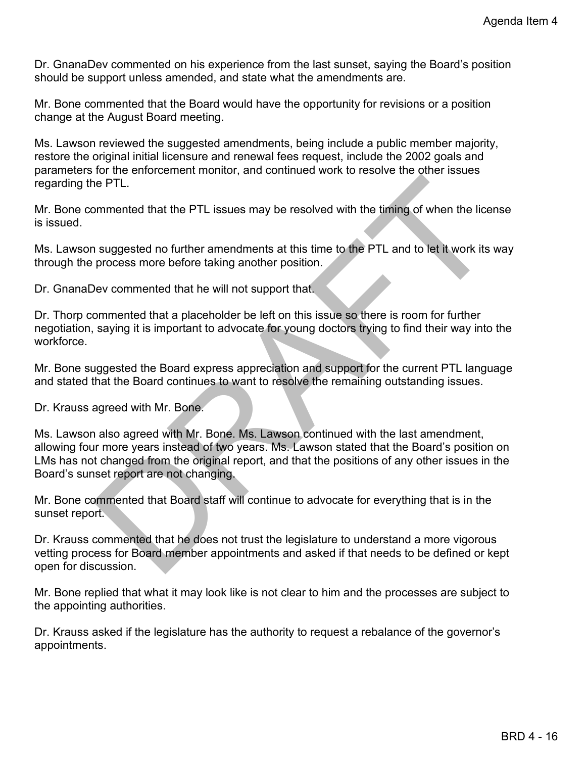Dr. GnanaDev commented on his experience from the last sunset, saying the Board's position should be support unless amended, and state what the amendments are.

Mr. Bone commented that the Board would have the opportunity for revisions or a position change at the August Board meeting.

Ms. Lawson reviewed the suggested amendments, being include a public member majority, restore the original initial licensure and renewal fees request, include the 2002 goals and parameters for the enforcement monitor, and continued work to resolve the other issues regarding the PTL.

Mr. Bone commented that the PTL issues may be resolved with the timing of when the license is issued.

Ms. Lawson suggested no further amendments at this time to the PTL and to let it work its way through the process more before taking another position.

Dr. GnanaDev commented that he will not support that.

Dr. Thorp commented that a placeholder be left on this issue so there is room for further negotiation, saying it is important to advocate for young doctors trying to find their way into the workforce.

Mr. Bone suggested the Board express appreciation and support for the current PTL language and stated that the Board continues to want to resolve the remaining outstanding issues.

Dr. Krauss agreed with Mr. Bone.

Ms. Lawson also agreed with Mr. Bone. Ms. Lawson continued with the last amendment, allowing four more years instead of two years. Ms. Lawson stated that the Board's position on LMs has not changed from the original report, and that the positions of any other issues in the Board's sunset report are not changing.

Mr. Bone commented that Board staff will continue to advocate for everything that is in the sunset report.

Dr. Krauss commented that he does not trust the legislature to understand a more vigorous vetting process for Board member appointments and asked if that needs to be defined or kept open for discussion.

Mr. Bone replied that what it may look like is not clear to him and the processes are subject to the appointing authorities.

Dr. Krauss asked if the legislature has the authority to request a rebalance of the governor's appointments.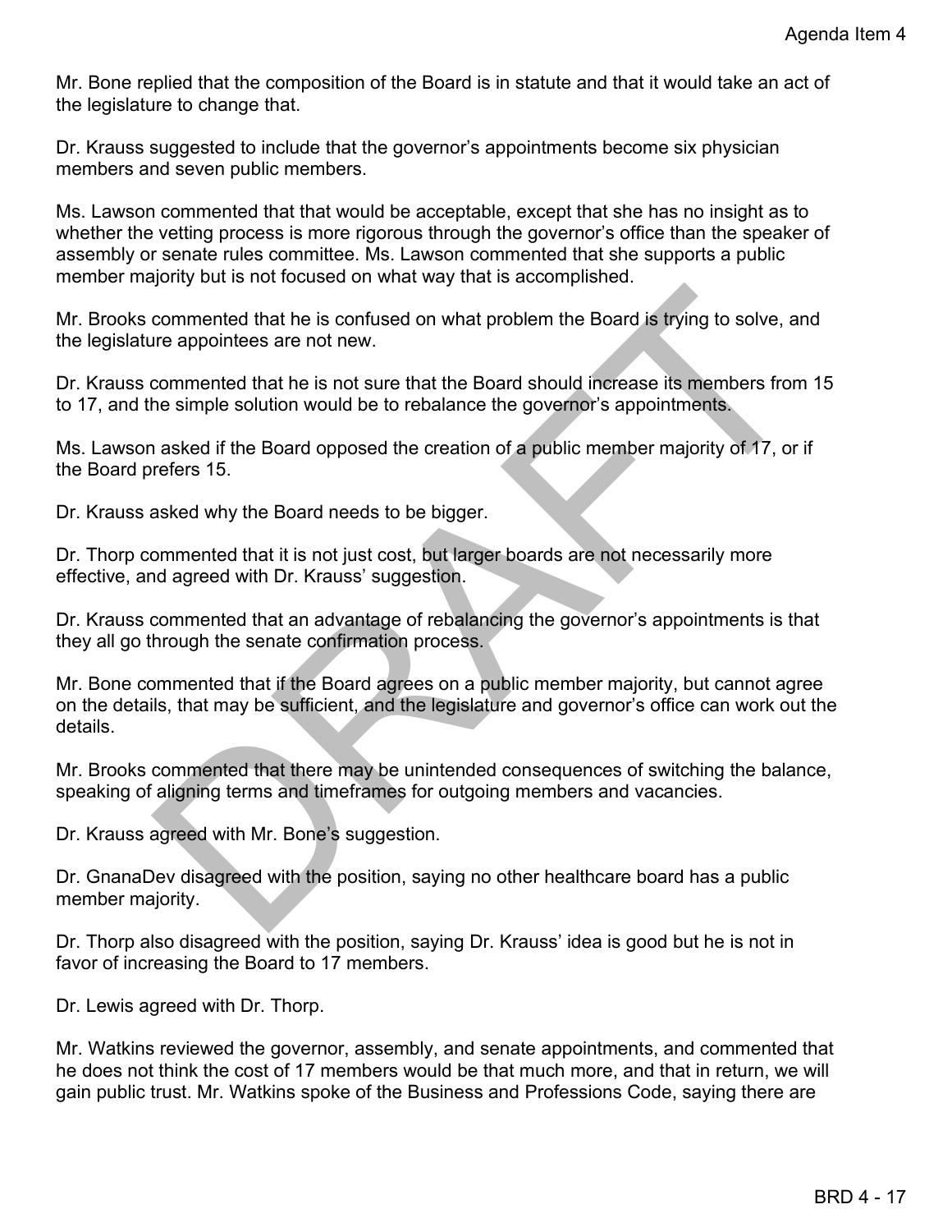Mr. Bone replied that the composition of the Board is in statute and that it would take an act of the legislature to change that.

Dr. Krauss suggested to include that the governor's appointments become six physician members and seven public members.

Ms. Lawson commented that that would be acceptable, except that she has no insight as to whether the vetting process is more rigorous through the governor's office than the speaker of assembly or senate rules committee. Ms. Lawson commented that she supports a public member majority but is not focused on what way that is accomplished.

Mr. Brooks commented that he is confused on what problem the Board is trying to solve, and the legislature appointees are not new.

Dr. Krauss commented that he is not sure that the Board should increase its members from 15 to 17, and the simple solution would be to rebalance the governor's appointments.

Ms. Lawson asked if the Board opposed the creation of a public member majority of 17, or if the Board prefers 15.

Dr. Krauss asked why the Board needs to be bigger.

Dr. Thorp commented that it is not just cost, but larger boards are not necessarily more effective, and agreed with Dr. Krauss' suggestion.

Dr. Krauss commented that an advantage of rebalancing the governor's appointments is that they all go through the senate confirmation process.

Mr. Bone commented that if the Board agrees on a public member majority, but cannot agree on the details, that may be sufficient, and the legislature and governor's office can work out the details.

Mr. Brooks commented that there may be unintended consequences of switching the balance, speaking of aligning terms and timeframes for outgoing members and vacancies.

Dr. Krauss agreed with Mr. Bone's suggestion.

Dr. GnanaDev disagreed with the position, saying no other healthcare board has a public member majority.

Dr. Thorp also disagreed with the position, saying Dr. Krauss' idea is good but he is not in favor of increasing the Board to 17 members.

Dr. Lewis agreed with Dr. Thorp.

Mr. Watkins reviewed the governor, assembly, and senate appointments, and commented that he does not think the cost of 17 members would be that much more, and that in return, we will gain public trust. Mr. Watkins spoke of the Business and Professions Code, saying there are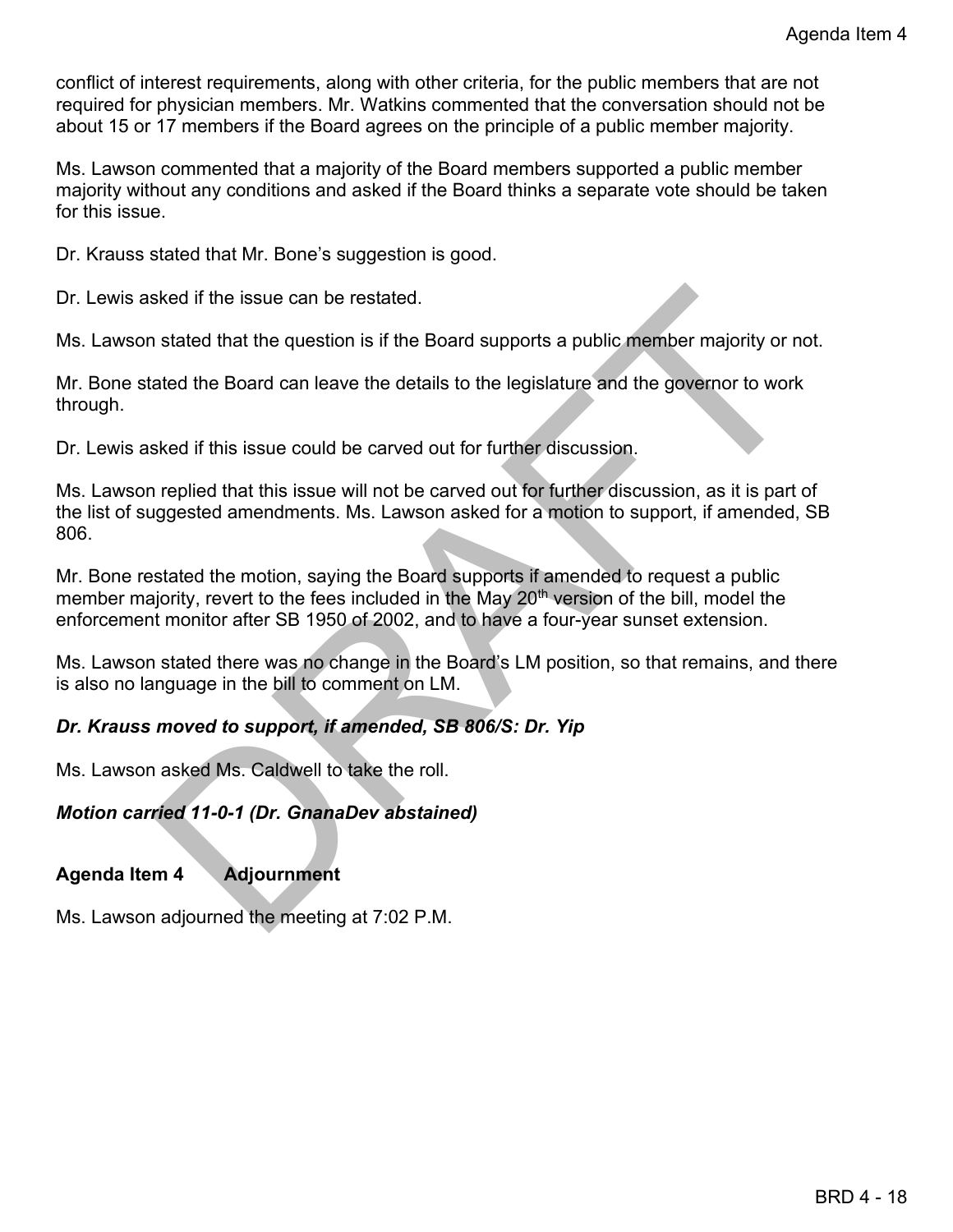conflict of interest requirements, along with other criteria, for the public members that are not required for physician members. Mr. Watkins commented that the conversation should not be about 15 or 17 members if the Board agrees on the principle of a public member majority.

Ms. Lawson commented that a majority of the Board members supported a public member majority without any conditions and asked if the Board thinks a separate vote should be taken for this issue.

Dr. Krauss stated that Mr. Bone's suggestion is good.

Dr. Lewis asked if the issue can be restated.

Ms. Lawson stated that the question is if the Board supports a public member majority or not.

Mr. Bone stated the Board can leave the details to the legislature and the governor to work through.

Dr. Lewis asked if this issue could be carved out for further discussion.

Ms. Lawson replied that this issue will not be carved out for further discussion, as it is part of the list of suggested amendments. Ms. Lawson asked for a motion to support, if amended, SB 806.

Mr. Bone restated the motion, saying the Board supports if amended to request a public member majority, revert to the fees included in the May 20th version of the bill, model the enforcement monitor after SB 1950 of 2002, and to have a four-year sunset extension.

Ms. Lawson stated there was no change in the Board's LM position, so that remains, and there is also no language in the bill to comment on LM.

***Dr. Krauss moved to support, if amended, SB 806/S: Dr. Yip***

Ms. Lawson asked Ms. Caldwell to take the roll.

***Motion carried 11-0-1 (Dr. GnanaDev abstained)***

**Agenda Item 4 Adjournment**

Ms. Lawson adjourned the meeting at 7:02 P.M.